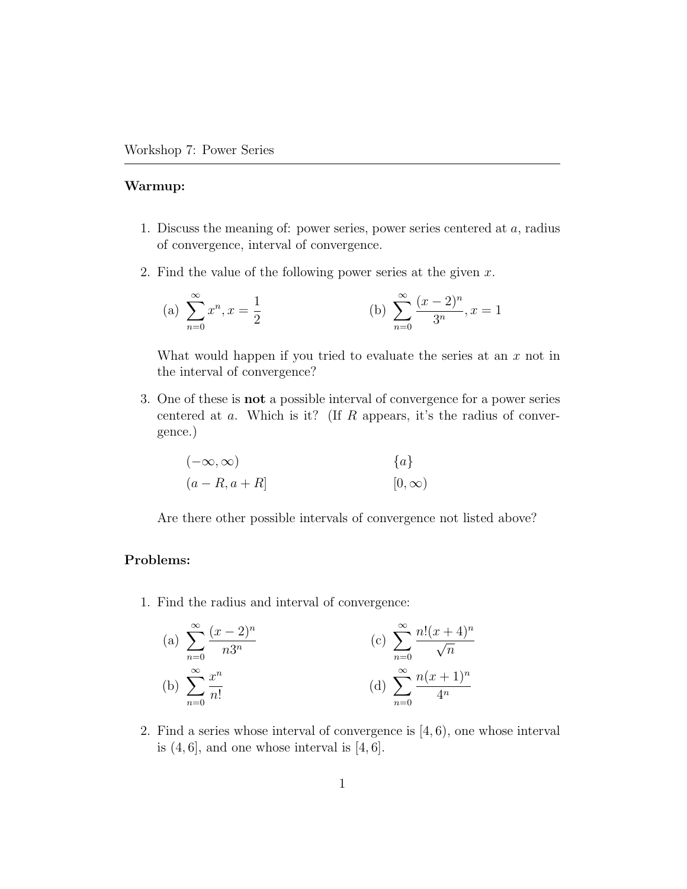Workshop 7: Power Series

---

**Warmup:**

1. Discuss the meaning of: power series, power series centered at $a$, radius of convergence, interval of convergence.

2. Find the value of the following power series at the given $x$.

   (a) $\displaystyle\sum_{n=0}^{\infty} x^n, x = \frac{1}{2}$

   (b) $\displaystyle\sum_{n=0}^{\infty} \frac{(x-2)^n}{3^n}, x = 1$

   What would happen if you tried to evaluate the series at an $x$ not in the interval of convergence?

3. One of these is **not** a possible interval of convergence for a power series centered at $a$. Which is it? (If $R$ appears, it's the radius of convergence.)

   $(-\infty, \infty)$ $\qquad$ $\{a\}$

   $(a - R, a + R]$ $\qquad$ $[0, \infty)$

   Are there other possible intervals of convergence not listed above?

**Problems:**

1. Find the radius and interval of convergence:

   (a) $\displaystyle\sum_{n=0}^{\infty} \frac{(x-2)^n}{n3^n}$

   (b) $\displaystyle\sum_{n=0}^{\infty} \frac{x^n}{n!}$

   (c) $\displaystyle\sum_{n=0}^{\infty} \frac{n!(x+4)^n}{\sqrt{n}}$

   (d) $\displaystyle\sum_{n=0}^{\infty} \frac{n(x+1)^n}{4^n}$

2. Find a series whose interval of convergence is $[4, 6)$, one whose interval is $(4, 6]$, and one whose interval is $[4, 6]$.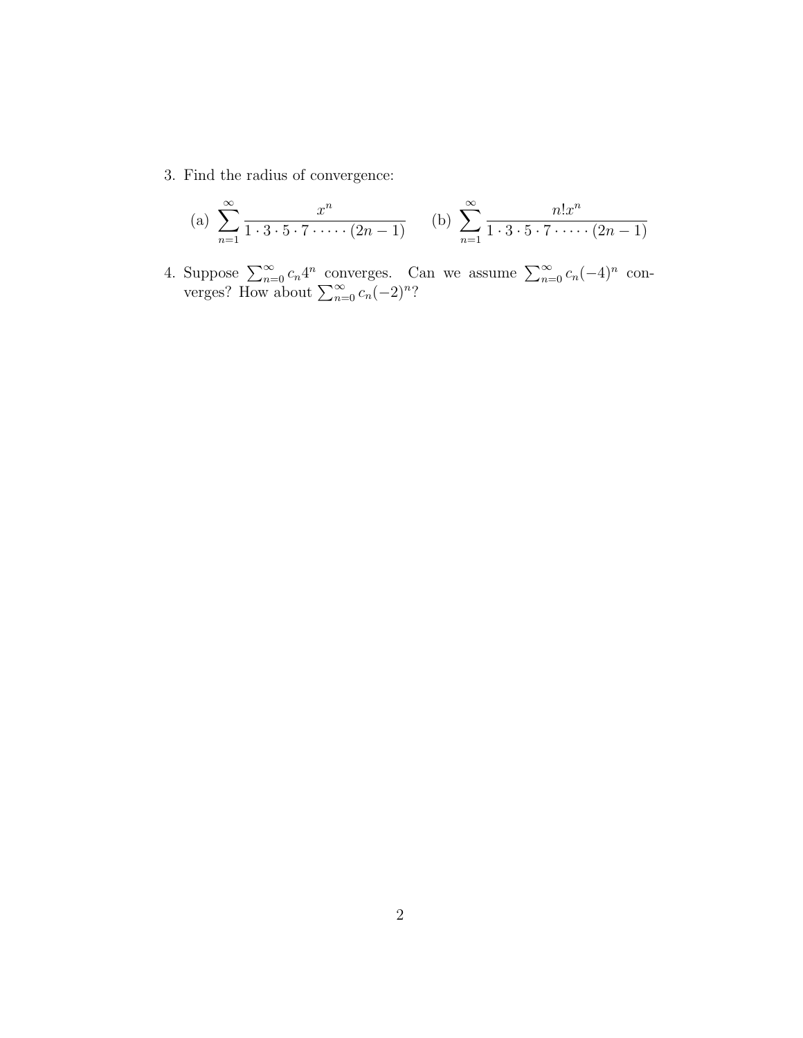3. Find the radius of convergence:

$$\text{(a)} \sum_{n=1}^{\infty} \frac{x^n}{1 \cdot 3 \cdot 5 \cdot 7 \cdot \cdots \cdot (2n-1)} \qquad \text{(b)} \sum_{n=1}^{\infty} \frac{n! x^n}{1 \cdot 3 \cdot 5 \cdot 7 \cdot \cdots \cdot (2n-1)}$$

4. Suppose $\sum_{n=0}^{\infty} c_n 4^n$ converges. Can we assume $\sum_{n=0}^{\infty} c_n (-4)^n$ converges? How about $\sum_{n=0}^{\infty} c_n (-2)^n$?